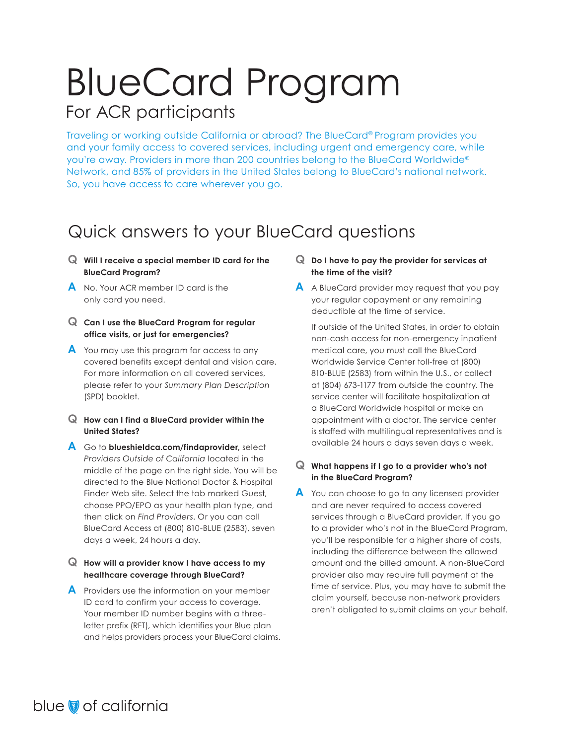# BlueCard Program

## For ACR participants

Traveling or working outside California or abroad? The BlueCard® Program provides you and your family access to covered services, including urgent and emergency care, while you're away. Providers in more than 200 countries belong to the BlueCard Worldwide® Network, and 85% of providers in the United States belong to BlueCard's national network. So, you have access to care wherever you go.

## Quick answers to your BlueCard questions

**Q Will I receive a special member ID card for the BlueCard Program?**

**A** No. Your ACR member ID card is the only card you need.

**Q Can I use the BlueCard Program for regular office visits, or just for emergencies?**

**A** You may use this program for access to any covered benefits except dental and vision care. For more information on all covered services, please refer to your *Summary Plan Description* (SPD) booklet.

**Q How can I find a BlueCard provider within the United States?**

**A** Go to **blueshieldca.com/findaprovider,** select *Providers Outside of California* located in the middle of the page on the right side. You will be directed to the Blue National Doctor & Hospital Finder Web site. Select the tab marked Guest, choose PPO/EPO as your health plan type, and then click on *Find Providers*. Or you can call BlueCard Access at (800) 810-BLUE (2583), seven days a week, 24 hours a day.

**Q How will a provider know I have access to my healthcare coverage through BlueCard?**

**A** Providers use the information on your member ID card to confirm your access to coverage. Your member ID number begins with a three-letter prefix (RFT), which identifies your Blue plan and helps providers process your BlueCard claims.

**Q Do I have to pay the provider for services at the time of the visit?**

**A** A BlueCard provider may request that you pay your regular copayment or any remaining deductible at the time of service.

If outside of the United States, in order to obtain non-cash access for non-emergency inpatient medical care, you must call the BlueCard Worldwide Service Center toll-free at (800) 810-BLUE (2583) from within the U.S., or collect at (804) 673-1177 from outside the country. The service center will facilitate hospitalization at a BlueCard Worldwide hospital or make an appointment with a doctor. The service center is staffed with multilingual representatives and is available 24 hours a days seven days a week.

**Q What happens if I go to a provider who's not in the BlueCard Program?**

**A** You can choose to go to any licensed provider and are never required to access covered services through a BlueCard provider. If you go to a provider who's not in the BlueCard Program, you'll be responsible for a higher share of costs, including the difference between the allowed amount and the billed amount. A non-BlueCard provider also may require full payment at the time of service. Plus, you may have to submit the claim yourself, because non-network providers aren't obligated to submit claims on your behalf.

blue of california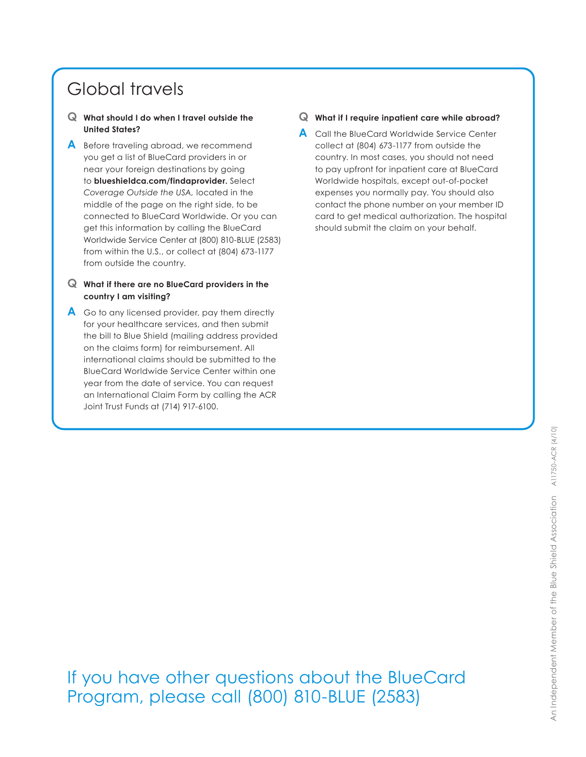## Global travels

**Q What should I do when I travel outside the United States?**

**A** Before traveling abroad, we recommend you get a list of BlueCard providers in or near your foreign destinations by going to **blueshieldca.com/findaprovider.** Select *Coverage Outside the USA,* located in the middle of the page on the right side, to be connected to BlueCard Worldwide. Or you can get this information by calling the BlueCard Worldwide Service Center at (800) 810-BLUE (2583) from within the U.S., or collect at (804) 673-1177 from outside the country.

**Q What if there are no BlueCard providers in the country I am visiting?**

**A** Go to any licensed provider, pay them directly for your healthcare services, and then submit the bill to Blue Shield (mailing address provided on the claims form) for reimbursement. All international claims should be submitted to the BlueCard Worldwide Service Center within one year from the date of service. You can request an International Claim Form by calling the ACR Joint Trust Funds at (714) 917-6100.

**Q What if I require inpatient care while abroad?**

**A** Call the BlueCard Worldwide Service Center collect at (804) 673-1177 from outside the country. In most cases, you should not need to pay upfront for inpatient care at BlueCard Worldwide hospitals, except out-of-pocket expenses you normally pay. You should also contact the phone number on your member ID card to get medical authorization. The hospital should submit the claim on your behalf.

If you have other questions about the BlueCard Program, please call (800) 810-BLUE (2583)

An Independent Member of the Blue Shield Association A11750-ACR (4/10)